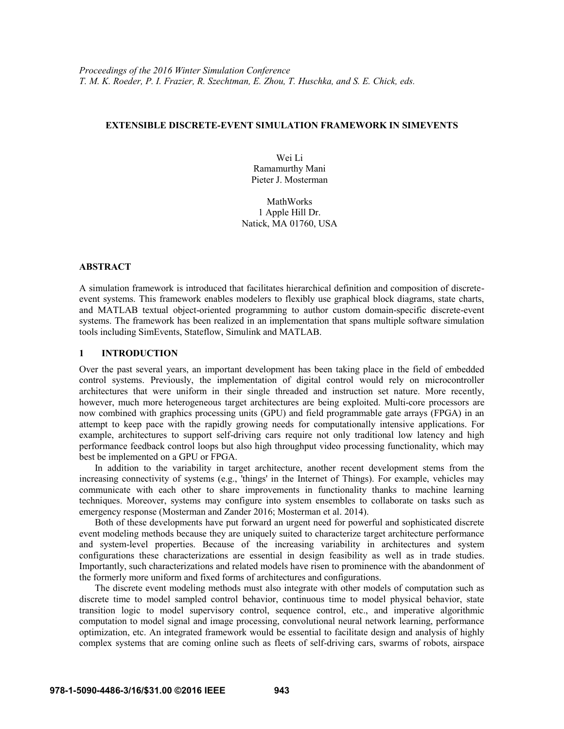*Proceedings of the 2016 Winter Simulation Conference*
*T. M. K. Roeder, P. I. Frazier, R. Szechtman, E. Zhou, T. Huschka, and S. E. Chick, eds.*

# EXTENSIBLE DISCRETE-EVENT SIMULATION FRAMEWORK IN SIMEVENTS

Wei Li
Ramamurthy Mani
Pieter J. Mosterman

MathWorks
1 Apple Hill Dr.
Natick, MA 01760, USA

## ABSTRACT

A simulation framework is introduced that facilitates hierarchical definition and composition of discrete-event systems. This framework enables modelers to flexibly use graphical block diagrams, state charts, and MATLAB textual object-oriented programming to author custom domain-specific discrete-event systems. The framework has been realized in an implementation that spans multiple software simulation tools including SimEvents, Stateflow, Simulink and MATLAB.

## 1 INTRODUCTION

Over the past several years, an important development has been taking place in the field of embedded control systems. Previously, the implementation of digital control would rely on microcontroller architectures that were uniform in their single threaded and instruction set nature. More recently, however, much more heterogeneous target architectures are being exploited. Multi-core processors are now combined with graphics processing units (GPU) and field programmable gate arrays (FPGA) in an attempt to keep pace with the rapidly growing needs for computationally intensive applications. For example, architectures to support self-driving cars require not only traditional low latency and high performance feedback control loops but also high throughput video processing functionality, which may best be implemented on a GPU or FPGA.

In addition to the variability in target architecture, another recent development stems from the increasing connectivity of systems (e.g., 'things' in the Internet of Things). For example, vehicles may communicate with each other to share improvements in functionality thanks to machine learning techniques. Moreover, systems may configure into system ensembles to collaborate on tasks such as emergency response (Mosterman and Zander 2016; Mosterman et al. 2014).

Both of these developments have put forward an urgent need for powerful and sophisticated discrete event modeling methods because they are uniquely suited to characterize target architecture performance and system-level properties. Because of the increasing variability in architectures and system configurations these characterizations are essential in design feasibility as well as in trade studies. Importantly, such characterizations and related models have risen to prominence with the abandonment of the formerly more uniform and fixed forms of architectures and configurations.

The discrete event modeling methods must also integrate with other models of computation such as discrete time to model sampled control behavior, continuous time to model physical behavior, state transition logic to model supervisory control, sequence control, etc., and imperative algorithmic computation to model signal and image processing, convolutional neural network learning, performance optimization, etc. An integrated framework would be essential to facilitate design and analysis of highly complex systems that are coming online such as fleets of self-driving cars, swarms of robots, airspace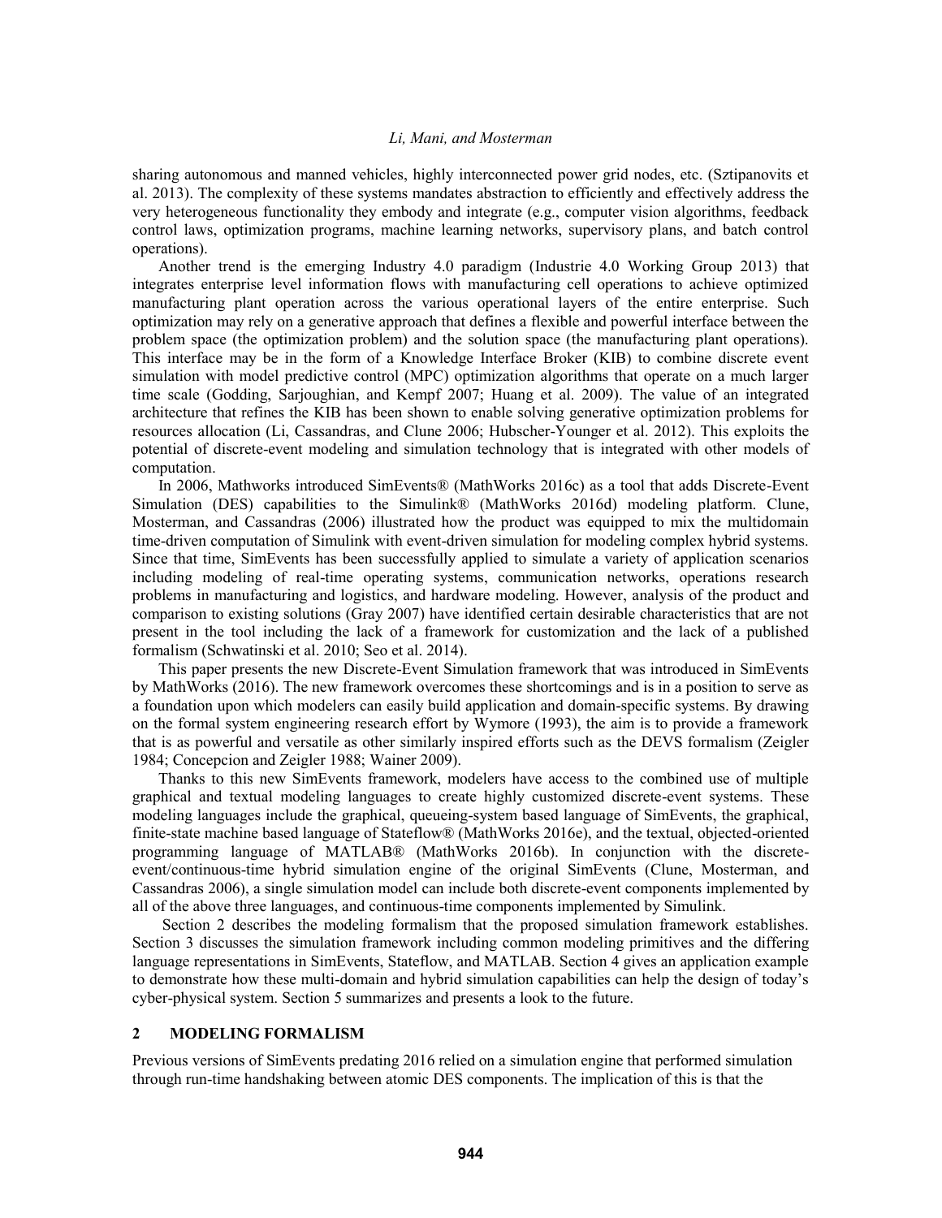sharing autonomous and manned vehicles, highly interconnected power grid nodes, etc. (Sztipanovits et al. 2013). The complexity of these systems mandates abstraction to efficiently and effectively address the very heterogeneous functionality they embody and integrate (e.g., computer vision algorithms, feedback control laws, optimization programs, machine learning networks, supervisory plans, and batch control operations).

Another trend is the emerging Industry 4.0 paradigm (Industrie 4.0 Working Group 2013) that integrates enterprise level information flows with manufacturing cell operations to achieve optimized manufacturing plant operation across the various operational layers of the entire enterprise. Such optimization may rely on a generative approach that defines a flexible and powerful interface between the problem space (the optimization problem) and the solution space (the manufacturing plant operations). This interface may be in the form of a Knowledge Interface Broker (KIB) to combine discrete event simulation with model predictive control (MPC) optimization algorithms that operate on a much larger time scale (Godding, Sarjoughian, and Kempf 2007; Huang et al. 2009). The value of an integrated architecture that refines the KIB has been shown to enable solving generative optimization problems for resources allocation (Li, Cassandras, and Clune 2006; Hubscher-Younger et al. 2012). This exploits the potential of discrete-event modeling and simulation technology that is integrated with other models of computation.

In 2006, Mathworks introduced SimEvents® (MathWorks 2016c) as a tool that adds Discrete-Event Simulation (DES) capabilities to the Simulink® (MathWorks 2016d) modeling platform. Clune, Mosterman, and Cassandras (2006) illustrated how the product was equipped to mix the multidomain time-driven computation of Simulink with event-driven simulation for modeling complex hybrid systems. Since that time, SimEvents has been successfully applied to simulate a variety of application scenarios including modeling of real-time operating systems, communication networks, operations research problems in manufacturing and logistics, and hardware modeling. However, analysis of the product and comparison to existing solutions (Gray 2007) have identified certain desirable characteristics that are not present in the tool including the lack of a framework for customization and the lack of a published formalism (Schwatinski et al. 2010; Seo et al. 2014).

This paper presents the new Discrete-Event Simulation framework that was introduced in SimEvents by MathWorks (2016). The new framework overcomes these shortcomings and is in a position to serve as a foundation upon which modelers can easily build application and domain-specific systems. By drawing on the formal system engineering research effort by Wymore (1993), the aim is to provide a framework that is as powerful and versatile as other similarly inspired efforts such as the DEVS formalism (Zeigler 1984; Concepcion and Zeigler 1988; Wainer 2009).

Thanks to this new SimEvents framework, modelers have access to the combined use of multiple graphical and textual modeling languages to create highly customized discrete-event systems. These modeling languages include the graphical, queueing-system based language of SimEvents, the graphical, finite-state machine based language of Stateflow® (MathWorks 2016e), and the textual, objected-oriented programming language of MATLAB® (MathWorks 2016b). In conjunction with the discrete-event/continuous-time hybrid simulation engine of the original SimEvents (Clune, Mosterman, and Cassandras 2006), a single simulation model can include both discrete-event components implemented by all of the above three languages, and continuous-time components implemented by Simulink.

Section 2 describes the modeling formalism that the proposed simulation framework establishes. Section 3 discusses the simulation framework including common modeling primitives and the differing language representations in SimEvents, Stateflow, and MATLAB. Section 4 gives an application example to demonstrate how these multi-domain and hybrid simulation capabilities can help the design of today's cyber-physical system. Section 5 summarizes and presents a look to the future.

## 2 MODELING FORMALISM

Previous versions of SimEvents predating 2016 relied on a simulation engine that performed simulation through run-time handshaking between atomic DES components. The implication of this is that the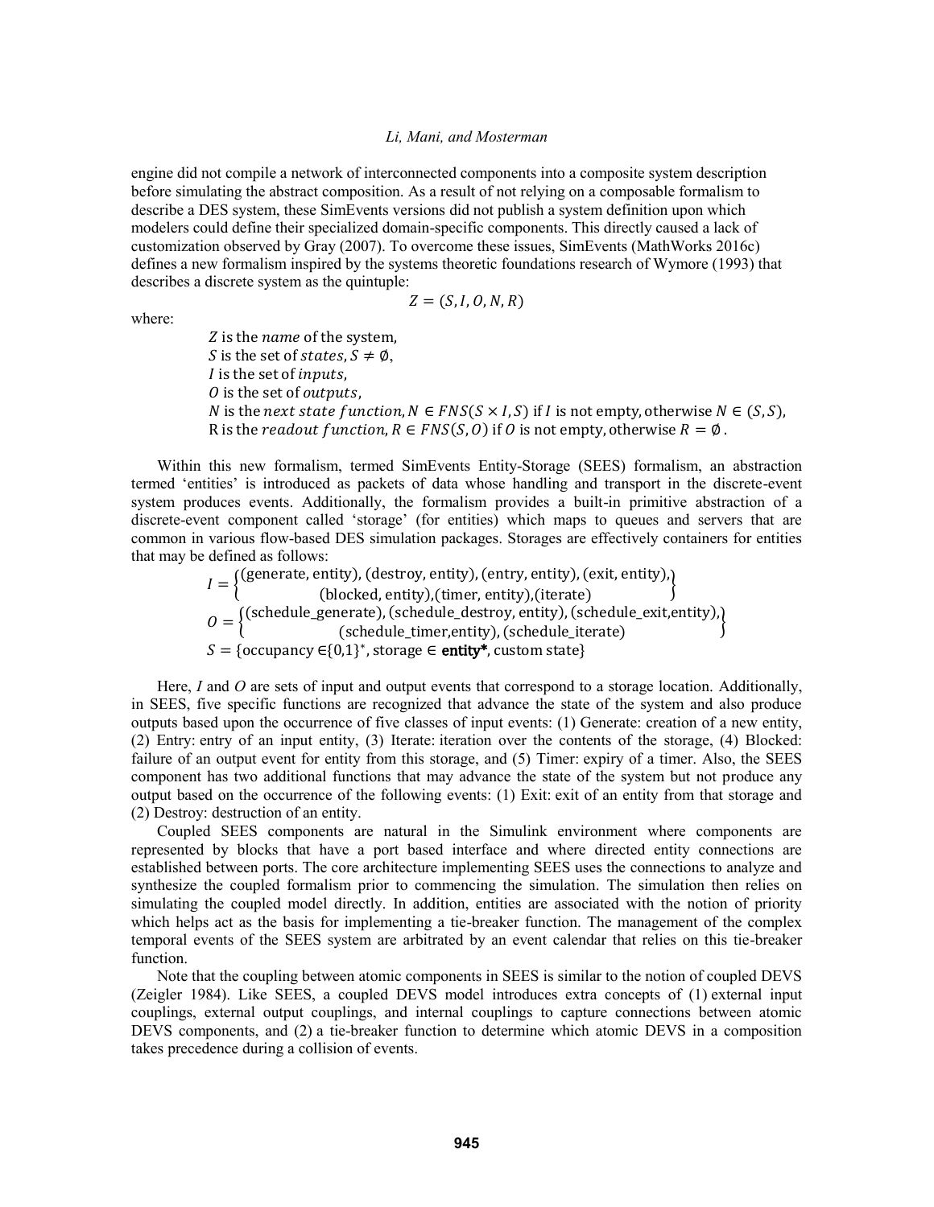engine did not compile a network of interconnected components into a composite system description before simulating the abstract composition. As a result of not relying on a composable formalism to describe a DES system, these SimEvents versions did not publish a system definition upon which modelers could define their specialized domain-specific components. This directly caused a lack of customization observed by Gray (2007). To overcome these issues, SimEvents (MathWorks 2016c) defines a new formalism inspired by the systems theoretic foundations research of Wymore (1993) that describes a discrete system as the quintuple:

$$Z = (S, I, O, N, R)$$

where:

$Z$ is the $name$ of the system,
$S$ is the set of $states$, $S \neq \emptyset$,
$I$ is the set of $inputs$,
$O$ is the set of $outputs$,
$N$ is the $next\ state\ function$, $N \in FNS(S \times I, S)$ if $I$ is not empty, otherwise $N \in (S, S)$,
R is the $readout\ function$, $R \in FNS(S, O)$ if $O$ is not empty, otherwise $R = \emptyset$.

Within this new formalism, termed SimEvents Entity-Storage (SEES) formalism, an abstraction termed 'entities' is introduced as packets of data whose handling and transport in the discrete-event system produces events. Additionally, the formalism provides a built-in primitive abstraction of a discrete-event component called 'storage' (for entities) which maps to queues and servers that are common in various flow-based DES simulation packages. Storages are effectively containers for entities that may be defined as follows:

$$I = \left\{ \begin{matrix} \text{(generate, entity), (destroy, entity), (entry, entity), (exit, entity),} \\ \text{(blocked, entity),(timer, entity),(iterate)} \end{matrix} \right\}$$

$$O = \left\{ \begin{matrix} \text{(schedule\_generate), (schedule\_destroy, entity), (schedule\_exit,entity),} \\ \text{(schedule\_timer,entity), (schedule\_iterate)} \end{matrix} \right\}$$

$$S = \{\text{occupancy} \in \{0,1\}^*, \text{storage} \in \textbf{entity*}, \text{custom state}\}$$

Here, *I* and *O* are sets of input and output events that correspond to a storage location. Additionally, in SEES, five specific functions are recognized that advance the state of the system and also produce outputs based upon the occurrence of five classes of input events: (1) Generate: creation of a new entity, (2) Entry: entry of an input entity, (3) Iterate: iteration over the contents of the storage, (4) Blocked: failure of an output event for entity from this storage, and (5) Timer: expiry of a timer. Also, the SEES component has two additional functions that may advance the state of the system but not produce any output based on the occurrence of the following events: (1) Exit: exit of an entity from that storage and (2) Destroy: destruction of an entity.

Coupled SEES components are natural in the Simulink environment where components are represented by blocks that have a port based interface and where directed entity connections are established between ports. The core architecture implementing SEES uses the connections to analyze and synthesize the coupled formalism prior to commencing the simulation. The simulation then relies on simulating the coupled model directly. In addition, entities are associated with the notion of priority which helps act as the basis for implementing a tie-breaker function. The management of the complex temporal events of the SEES system are arbitrated by an event calendar that relies on this tie-breaker function.

Note that the coupling between atomic components in SEES is similar to the notion of coupled DEVS (Zeigler 1984). Like SEES, a coupled DEVS model introduces extra concepts of (1) external input couplings, external output couplings, and internal couplings to capture connections between atomic DEVS components, and (2) a tie-breaker function to determine which atomic DEVS in a composition takes precedence during a collision of events.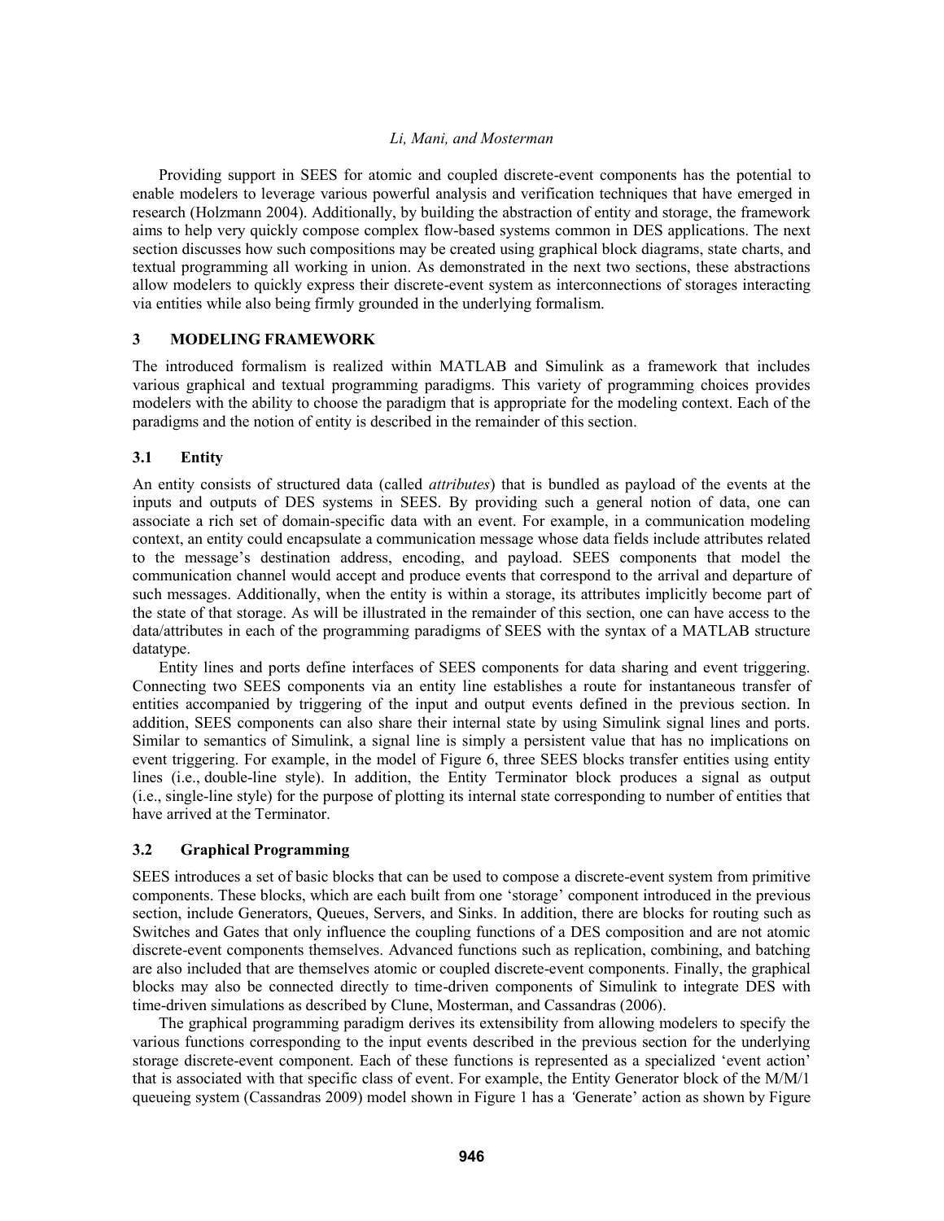Providing support in SEES for atomic and coupled discrete-event components has the potential to enable modelers to leverage various powerful analysis and verification techniques that have emerged in research (Holzmann 2004). Additionally, by building the abstraction of entity and storage, the framework aims to help very quickly compose complex flow-based systems common in DES applications. The next section discusses how such compositions may be created using graphical block diagrams, state charts, and textual programming all working in union. As demonstrated in the next two sections, these abstractions allow modelers to quickly express their discrete-event system as interconnections of storages interacting via entities while also being firmly grounded in the underlying formalism.

## 3 MODELING FRAMEWORK

The introduced formalism is realized within MATLAB and Simulink as a framework that includes various graphical and textual programming paradigms. This variety of programming choices provides modelers with the ability to choose the paradigm that is appropriate for the modeling context. Each of the paradigms and the notion of entity is described in the remainder of this section.

### 3.1 Entity

An entity consists of structured data (called *attributes*) that is bundled as payload of the events at the inputs and outputs of DES systems in SEES. By providing such a general notion of data, one can associate a rich set of domain-specific data with an event. For example, in a communication modeling context, an entity could encapsulate a communication message whose data fields include attributes related to the message's destination address, encoding, and payload. SEES components that model the communication channel would accept and produce events that correspond to the arrival and departure of such messages. Additionally, when the entity is within a storage, its attributes implicitly become part of the state of that storage. As will be illustrated in the remainder of this section, one can have access to the data/attributes in each of the programming paradigms of SEES with the syntax of a MATLAB structure datatype.

Entity lines and ports define interfaces of SEES components for data sharing and event triggering. Connecting two SEES components via an entity line establishes a route for instantaneous transfer of entities accompanied by triggering of the input and output events defined in the previous section. In addition, SEES components can also share their internal state by using Simulink signal lines and ports. Similar to semantics of Simulink, a signal line is simply a persistent value that has no implications on event triggering. For example, in the model of Figure 6, three SEES blocks transfer entities using entity lines (i.e., double-line style). In addition, the Entity Terminator block produces a signal as output (i.e., single-line style) for the purpose of plotting its internal state corresponding to number of entities that have arrived at the Terminator.

### 3.2 Graphical Programming

SEES introduces a set of basic blocks that can be used to compose a discrete-event system from primitive components. These blocks, which are each built from one 'storage' component introduced in the previous section, include Generators, Queues, Servers, and Sinks. In addition, there are blocks for routing such as Switches and Gates that only influence the coupling functions of a DES composition and are not atomic discrete-event components themselves. Advanced functions such as replication, combining, and batching are also included that are themselves atomic or coupled discrete-event components. Finally, the graphical blocks may also be connected directly to time-driven components of Simulink to integrate DES with time-driven simulations as described by Clune, Mosterman, and Cassandras (2006).

The graphical programming paradigm derives its extensibility from allowing modelers to specify the various functions corresponding to the input events described in the previous section for the underlying storage discrete-event component. Each of these functions is represented as a specialized 'event action' that is associated with that specific class of event. For example, the Entity Generator block of the M/M/1 queueing system (Cassandras 2009) model shown in Figure 1 has a 'Generate' action as shown by Figure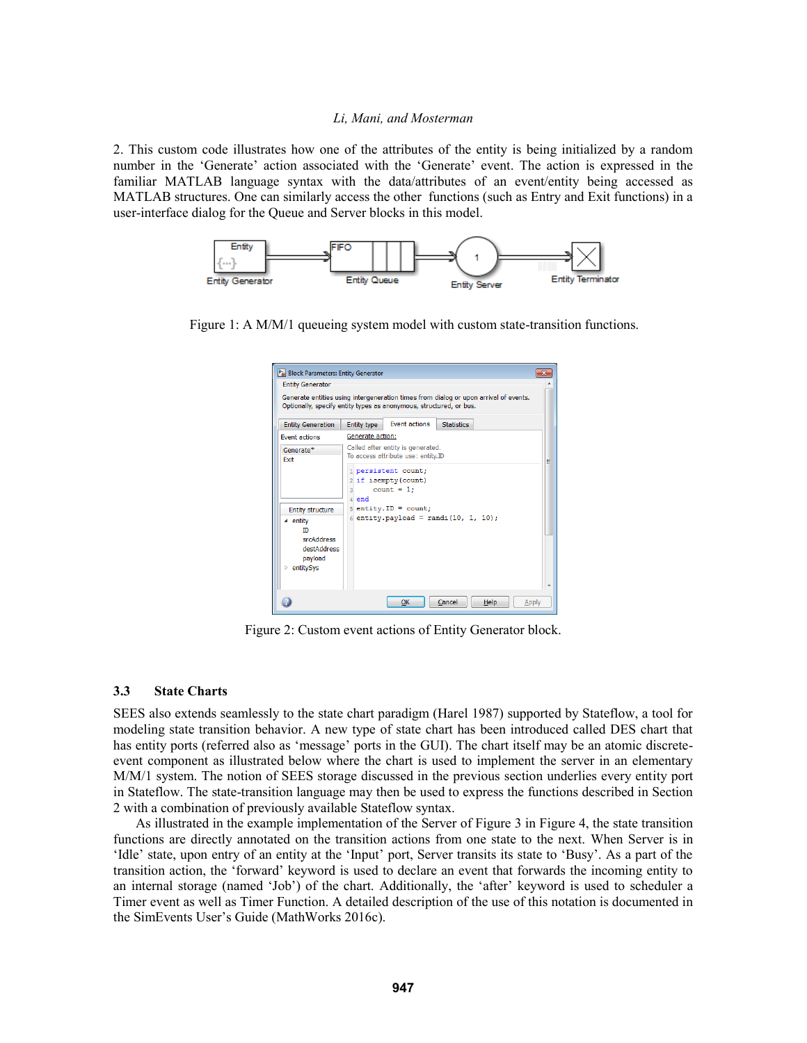2. This custom code illustrates how one of the attributes of the entity is being initialized by a random number in the 'Generate' action associated with the 'Generate' event. The action is expressed in the familiar MATLAB language syntax with the data/attributes of an event/entity being accessed as MATLAB structures. One can similarly access the other functions (such as Entry and Exit functions) in a user-interface dialog for the Queue and Server blocks in this model.

Figure 1: A M/M/1 queueing system model with custom state-transition functions.

Figure 2: Custom event actions of Entity Generator block.

### 3.3 State Charts

SEES also extends seamlessly to the state chart paradigm (Harel 1987) supported by Stateflow, a tool for modeling state transition behavior. A new type of state chart has been introduced called DES chart that has entity ports (referred also as 'message' ports in the GUI). The chart itself may be an atomic discrete-event component as illustrated below where the chart is used to implement the server in an elementary M/M/1 system. The notion of SEES storage discussed in the previous section underlies every entity port in Stateflow. The state-transition language may then be used to express the functions described in Section 2 with a combination of previously available Stateflow syntax.

As illustrated in the example implementation of the Server of Figure 3 in Figure 4, the state transition functions are directly annotated on the transition actions from one state to the next. When Server is in 'Idle' state, upon entry of an entity at the 'Input' port, Server transits its state to 'Busy'. As a part of the transition action, the 'forward' keyword is used to declare an event that forwards the incoming entity to an internal storage (named 'Job') of the chart. Additionally, the 'after' keyword is used to scheduler a Timer event as well as Timer Function. A detailed description of the use of this notation is documented in the SimEvents User's Guide (MathWorks 2016c).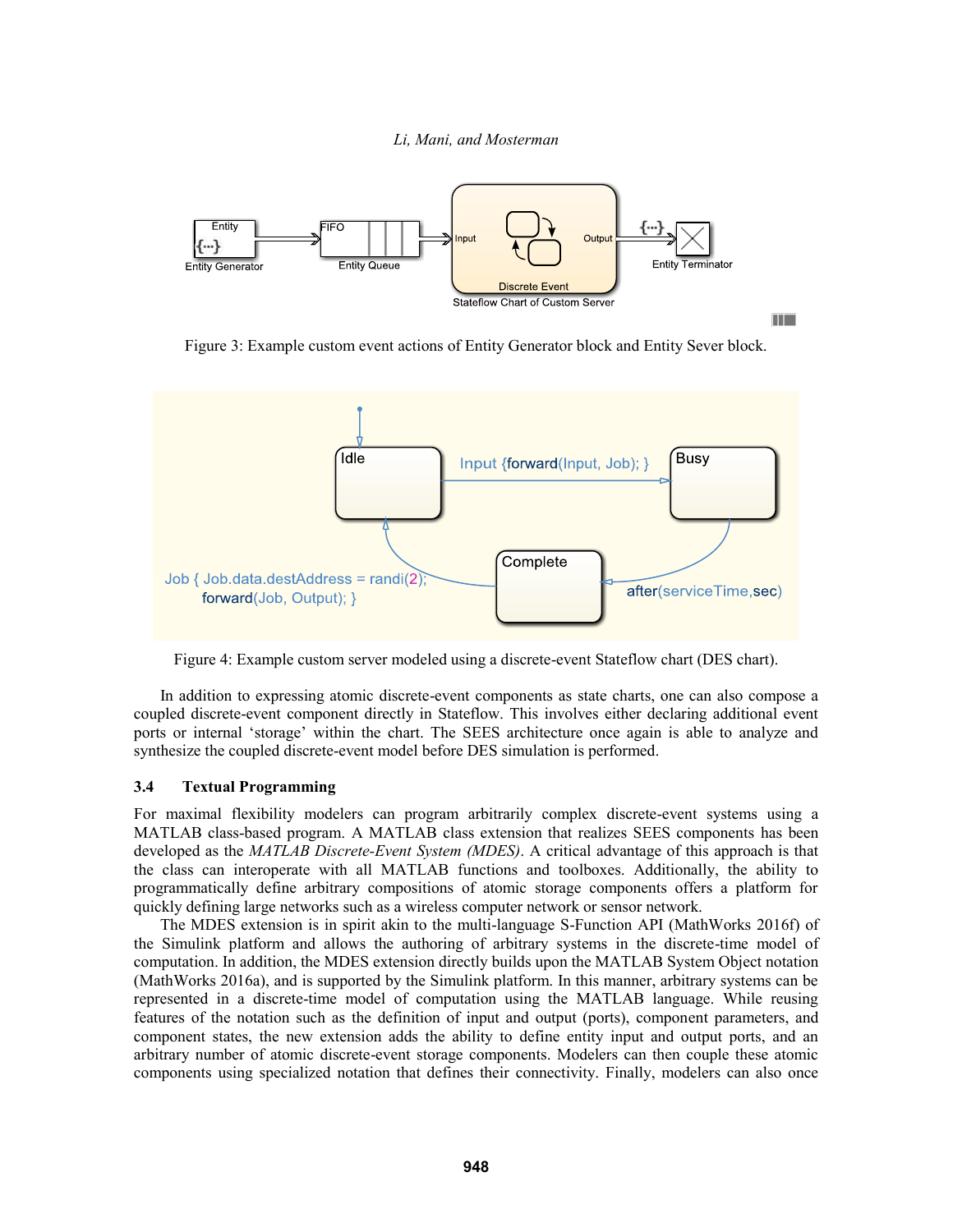Figure 3: Example custom event actions of Entity Generator block and Entity Sever block.

Figure 4: Example custom server modeled using a discrete-event Stateflow chart (DES chart).

In addition to expressing atomic discrete-event components as state charts, one can also compose a coupled discrete-event component directly in Stateflow. This involves either declaring additional event ports or internal 'storage' within the chart. The SEES architecture once again is able to analyze and synthesize the coupled discrete-event model before DES simulation is performed.

### 3.4 Textual Programming

For maximal flexibility modelers can program arbitrarily complex discrete-event systems using a MATLAB class-based program. A MATLAB class extension that realizes SEES components has been developed as the *MATLAB Discrete-Event System (MDES)*. A critical advantage of this approach is that the class can interoperate with all MATLAB functions and toolboxes. Additionally, the ability to programmatically define arbitrary compositions of atomic storage components offers a platform for quickly defining large networks such as a wireless computer network or sensor network.

The MDES extension is in spirit akin to the multi-language S-Function API (MathWorks 2016f) of the Simulink platform and allows the authoring of arbitrary systems in the discrete-time model of computation. In addition, the MDES extension directly builds upon the MATLAB System Object notation (MathWorks 2016a), and is supported by the Simulink platform. In this manner, arbitrary systems can be represented in a discrete-time model of computation using the MATLAB language. While reusing features of the notation such as the definition of input and output (ports), component parameters, and component states, the new extension adds the ability to define entity input and output ports, and an arbitrary number of atomic discrete-event storage components. Modelers can then couple these atomic components using specialized notation that defines their connectivity. Finally, modelers can also once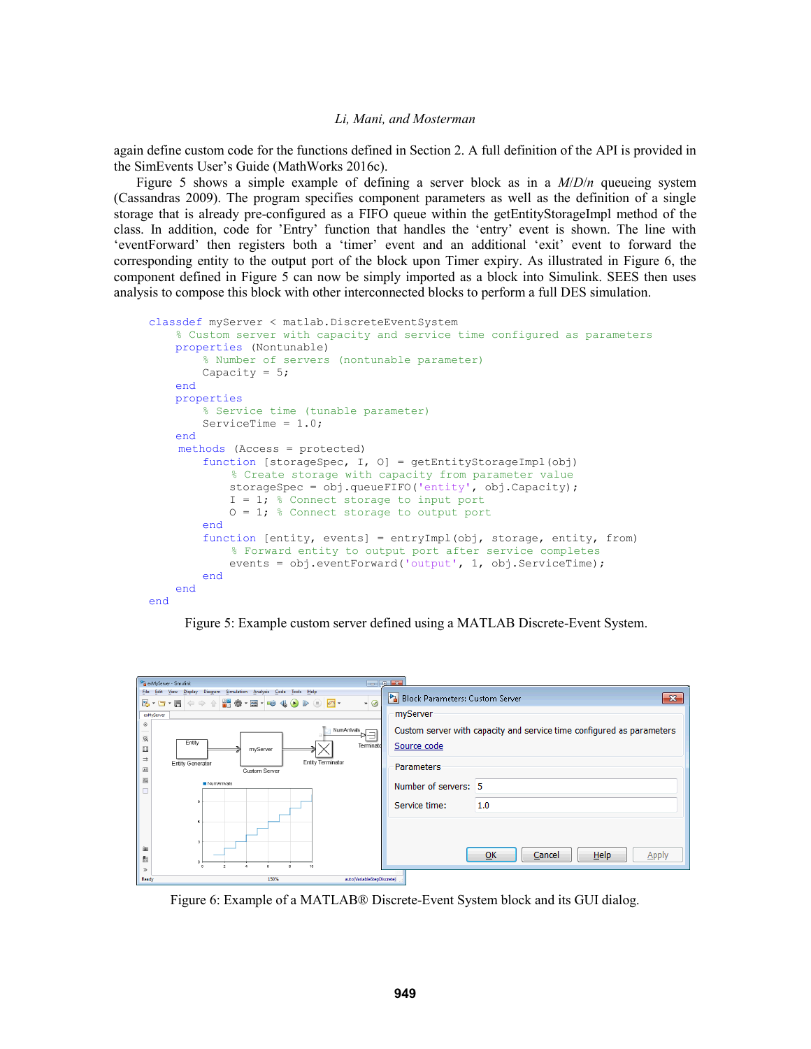again define custom code for the functions defined in Section 2. A full definition of the API is provided in the SimEvents User's Guide (MathWorks 2016c).

Figure 5 shows a simple example of defining a server block as in a *M*/*D*/*n* queueing system (Cassandras 2009). The program specifies component parameters as well as the definition of a single storage that is already pre-configured as a FIFO queue within the getEntityStorageImpl method of the class. In addition, code for 'Entry' function that handles the 'entry' event is shown. The line with 'eventForward' then registers both a 'timer' event and an additional 'exit' event to forward the corresponding entity to the output port of the block upon Timer expiry. As illustrated in Figure 6, the component defined in Figure 5 can now be simply imported as a block into Simulink. SEES then uses analysis to compose this block with other interconnected blocks to perform a full DES simulation.

```
classdef myServer < matlab.DiscreteEventSystem
    % Custom server with capacity and service time configured as parameters
    properties (Nontunable)
        % Number of servers (nontunable parameter)
        Capacity = 5;
    end
    properties
        % Service time (tunable parameter)
        ServiceTime = 1.0;
    end
     methods (Access = protected)
        function [storageSpec, I, O] = getEntityStorageImpl(obj)
            % Create storage with capacity from parameter value
            storageSpec = obj.queueFIFO('entity', obj.Capacity);
            I = 1; % Connect storage to input port
            O = 1; % Connect storage to output port
        end
        function [entity, events] = entryImpl(obj, storage, entity, from)
            % Forward entity to output port after service completes
            events = obj.eventForward('output', 1, obj.ServiceTime);
        end
    end
end
```

Figure 5: Example custom server defined using a MATLAB Discrete-Event System.

Figure 6: Example of a MATLAB® Discrete-Event System block and its GUI dialog.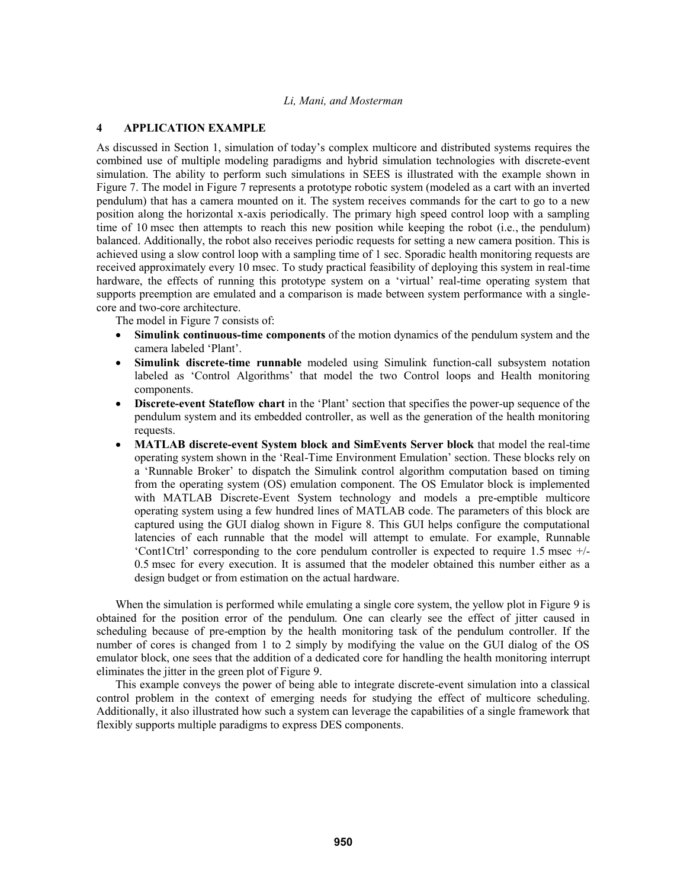## 4 APPLICATION EXAMPLE

As discussed in Section 1, simulation of today's complex multicore and distributed systems requires the combined use of multiple modeling paradigms and hybrid simulation technologies with discrete-event simulation. The ability to perform such simulations in SEES is illustrated with the example shown in Figure 7. The model in Figure 7 represents a prototype robotic system (modeled as a cart with an inverted pendulum) that has a camera mounted on it. The system receives commands for the cart to go to a new position along the horizontal x-axis periodically. The primary high speed control loop with a sampling time of 10 msec then attempts to reach this new position while keeping the robot (i.e., the pendulum) balanced. Additionally, the robot also receives periodic requests for setting a new camera position. This is achieved using a slow control loop with a sampling time of 1 sec. Sporadic health monitoring requests are received approximately every 10 msec. To study practical feasibility of deploying this system in real-time hardware, the effects of running this prototype system on a 'virtual' real-time operating system that supports preemption are emulated and a comparison is made between system performance with a single-core and two-core architecture.

The model in Figure 7 consists of:

- **Simulink continuous-time components** of the motion dynamics of the pendulum system and the camera labeled 'Plant'.
- **Simulink discrete-time runnable** modeled using Simulink function-call subsystem notation labeled as 'Control Algorithms' that model the two Control loops and Health monitoring components.
- **Discrete-event Stateflow chart** in the 'Plant' section that specifies the power-up sequence of the pendulum system and its embedded controller, as well as the generation of the health monitoring requests.
- **MATLAB discrete-event System block and SimEvents Server block** that model the real-time operating system shown in the 'Real-Time Environment Emulation' section. These blocks rely on a 'Runnable Broker' to dispatch the Simulink control algorithm computation based on timing from the operating system (OS) emulation component. The OS Emulator block is implemented with MATLAB Discrete-Event System technology and models a pre-emptible multicore operating system using a few hundred lines of MATLAB code. The parameters of this block are captured using the GUI dialog shown in Figure 8. This GUI helps configure the computational latencies of each runnable that the model will attempt to emulate. For example, Runnable 'Cont1Ctrl' corresponding to the core pendulum controller is expected to require 1.5 msec +/- 0.5 msec for every execution. It is assumed that the modeler obtained this number either as a design budget or from estimation on the actual hardware.

When the simulation is performed while emulating a single core system, the yellow plot in Figure 9 is obtained for the position error of the pendulum. One can clearly see the effect of jitter caused in scheduling because of pre-emption by the health monitoring task of the pendulum controller. If the number of cores is changed from 1 to 2 simply by modifying the value on the GUI dialog of the OS emulator block, one sees that the addition of a dedicated core for handling the health monitoring interrupt eliminates the jitter in the green plot of Figure 9.

This example conveys the power of being able to integrate discrete-event simulation into a classical control problem in the context of emerging needs for studying the effect of multicore scheduling. Additionally, it also illustrated how such a system can leverage the capabilities of a single framework that flexibly supports multiple paradigms to express DES components.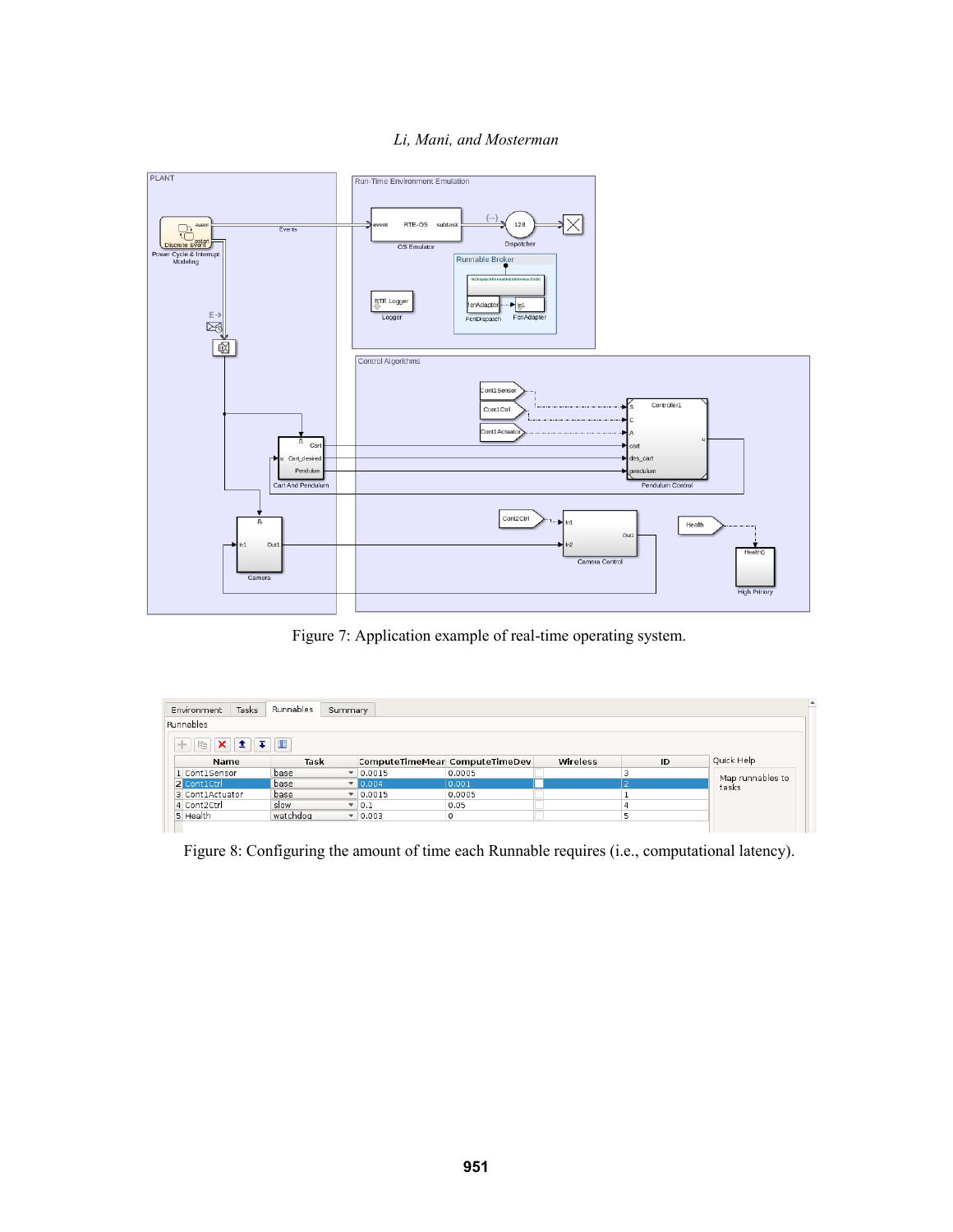Figure 7: Application example of real-time operating system.

| | Name | Task | ComputeTimeMean | ComputeTimeDev | Wireless | ID |
|---|---|---|---|---|---|---|
| 1 | Cont1Sensor | base | 0.0015 | 0.0005 | | 3 |
| 2 | Cont1Ctrl | base | 0.004 | 0.001 | | 2 |
| 3 | Cont1Actuator | base | 0.0015 | 0.0005 | | 1 |
| 4 | Cont2Ctrl | slow | 0.1 | 0.05 | | 4 |
| 5 | Health | watchdog | 0.003 | 0 | | 5 |

Figure 8: Configuring the amount of time each Runnable requires (i.e., computational latency).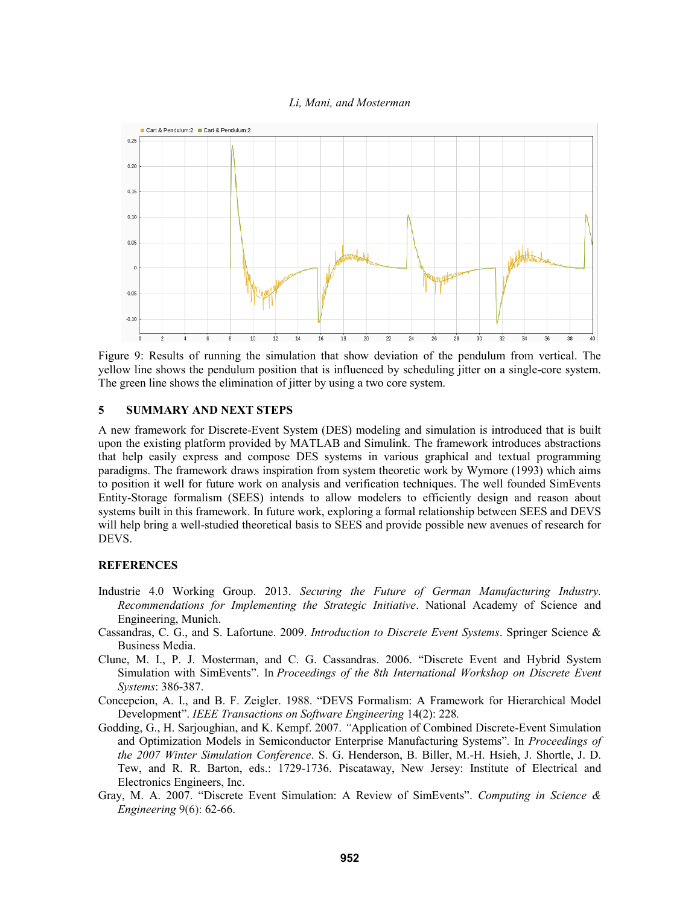Figure 9: Results of running the simulation that show deviation of the pendulum from vertical. The yellow line shows the pendulum position that is influenced by scheduling jitter on a single-core system. The green line shows the elimination of jitter by using a two core system.

## 5 SUMMARY AND NEXT STEPS

A new framework for Discrete-Event System (DES) modeling and simulation is introduced that is built upon the existing platform provided by MATLAB and Simulink. The framework introduces abstractions that help easily express and compose DES systems in various graphical and textual programming paradigms. The framework draws inspiration from system theoretic work by Wymore (1993) which aims to position it well for future work on analysis and verification techniques. The well founded SimEvents Entity-Storage formalism (SEES) intends to allow modelers to efficiently design and reason about systems built in this framework. In future work, exploring a formal relationship between SEES and DEVS will help bring a well-studied theoretical basis to SEES and provide possible new avenues of research for DEVS.

## REFERENCES

Industrie 4.0 Working Group. 2013. *Securing the Future of German Manufacturing Industry. Recommendations for Implementing the Strategic Initiative*. National Academy of Science and Engineering, Munich.

Cassandras, C. G., and S. Lafortune. 2009. *Introduction to Discrete Event Systems*. Springer Science & Business Media.

Clune, M. I., P. J. Mosterman, and C. G. Cassandras. 2006. "Discrete Event and Hybrid System Simulation with SimEvents". In *Proceedings of the 8th International Workshop on Discrete Event Systems*: 386-387.

Concepcion, A. I., and B. F. Zeigler. 1988. "DEVS Formalism: A Framework for Hierarchical Model Development". *IEEE Transactions on Software Engineering* 14(2): 228.

Godding, G., H. Sarjoughian, and K. Kempf. 2007. "Application of Combined Discrete-Event Simulation and Optimization Models in Semiconductor Enterprise Manufacturing Systems". In *Proceedings of the 2007 Winter Simulation Conference*. S. G. Henderson, B. Biller, M.-H. Hsieh, J. Shortle, J. D. Tew, and R. R. Barton, eds.: 1729-1736. Piscataway, New Jersey: Institute of Electrical and Electronics Engineers, Inc.

Gray, M. A. 2007. "Discrete Event Simulation: A Review of SimEvents". *Computing in Science & Engineering* 9(6): 62-66.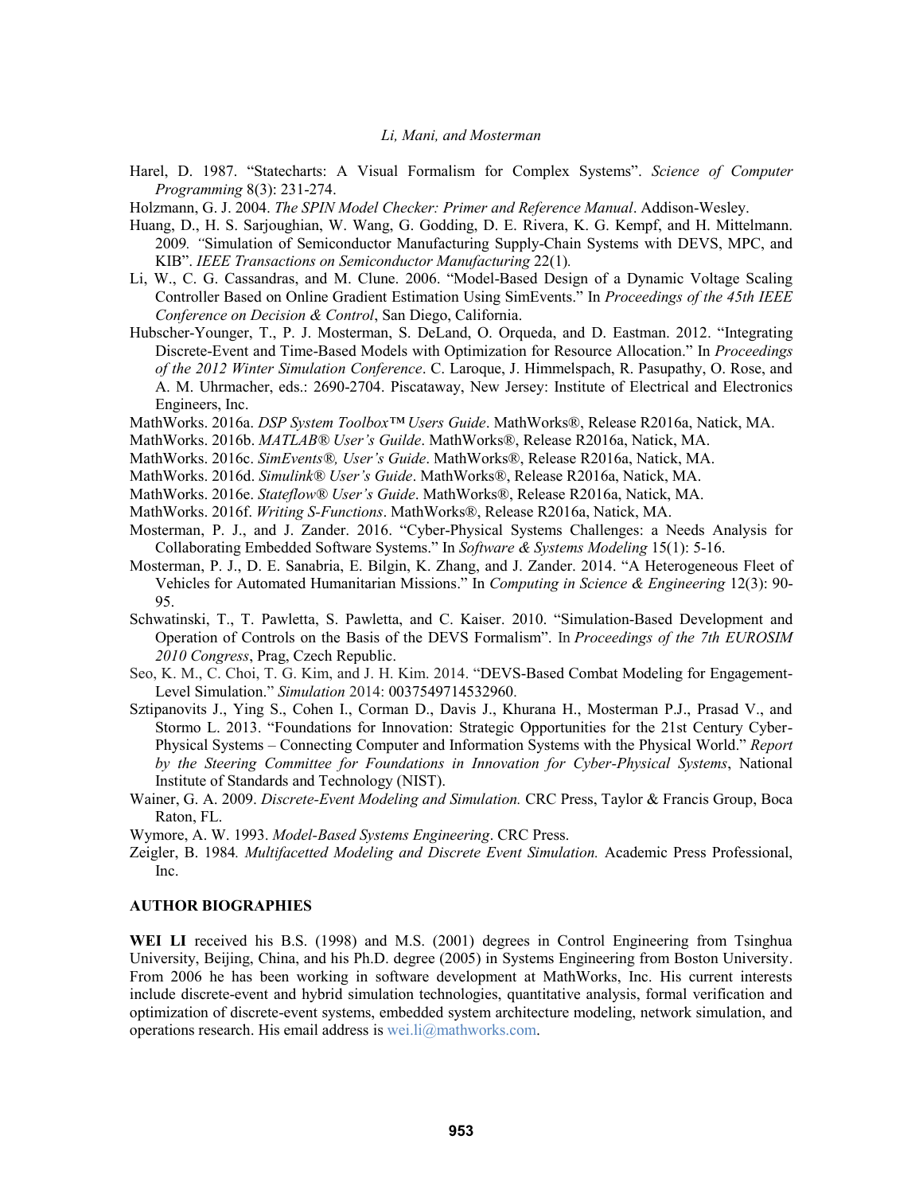Harel, D. 1987. "Statecharts: A Visual Formalism for Complex Systems". *Science of Computer Programming* 8(3): 231-274.

Holzmann, G. J. 2004. *The SPIN Model Checker: Primer and Reference Manual*. Addison-Wesley.

Huang, D., H. S. Sarjoughian, W. Wang, G. Godding, D. E. Rivera, K. G. Kempf, and H. Mittelmann. 2009. "Simulation of Semiconductor Manufacturing Supply-Chain Systems with DEVS, MPC, and KIB". *IEEE Transactions on Semiconductor Manufacturing* 22(1).

Li, W., C. G. Cassandras, and M. Clune. 2006. "Model-Based Design of a Dynamic Voltage Scaling Controller Based on Online Gradient Estimation Using SimEvents." In *Proceedings of the 45th IEEE Conference on Decision & Control*, San Diego, California.

Hubscher-Younger, T., P. J. Mosterman, S. DeLand, O. Orqueda, and D. Eastman. 2012. "Integrating Discrete-Event and Time-Based Models with Optimization for Resource Allocation." In *Proceedings of the 2012 Winter Simulation Conference*. C. Laroque, J. Himmelspach, R. Pasupathy, O. Rose, and A. M. Uhrmacher, eds.: 2690-2704. Piscataway, New Jersey: Institute of Electrical and Electronics Engineers, Inc.

MathWorks. 2016a. *DSP System Toolbox™ Users Guide*. MathWorks®, Release R2016a, Natick, MA.

MathWorks. 2016b. *MATLAB® User's Guilde*. MathWorks®, Release R2016a, Natick, MA.

MathWorks. 2016c. *SimEvents®, User's Guide*. MathWorks®, Release R2016a, Natick, MA.

MathWorks. 2016d. *Simulink® User's Guide*. MathWorks®, Release R2016a, Natick, MA.

MathWorks. 2016e. *Stateflow® User's Guide*. MathWorks®, Release R2016a, Natick, MA.

MathWorks. 2016f. *Writing S-Functions*. MathWorks®, Release R2016a, Natick, MA.

Mosterman, P. J., and J. Zander. 2016. "Cyber-Physical Systems Challenges: a Needs Analysis for Collaborating Embedded Software Systems." In *Software & Systems Modeling* 15(1): 5-16.

Mosterman, P. J., D. E. Sanabria, E. Bilgin, K. Zhang, and J. Zander. 2014. "A Heterogeneous Fleet of Vehicles for Automated Humanitarian Missions." In *Computing in Science & Engineering* 12(3): 90-95.

Schwatinski, T., T. Pawletta, S. Pawletta, and C. Kaiser. 2010. "Simulation-Based Development and Operation of Controls on the Basis of the DEVS Formalism". In *Proceedings of the 7th EUROSIM 2010 Congress*, Prag, Czech Republic.

Seo, K. M., C. Choi, T. G. Kim, and J. H. Kim. 2014. "DEVS-Based Combat Modeling for Engagement-Level Simulation." *Simulation* 2014: 0037549714532960.

Sztipanovits J., Ying S., Cohen I., Corman D., Davis J., Khurana H., Mosterman P.J., Prasad V., and Stormo L. 2013. "Foundations for Innovation: Strategic Opportunities for the 21st Century Cyber-Physical Systems – Connecting Computer and Information Systems with the Physical World." *Report by the Steering Committee for Foundations in Innovation for Cyber-Physical Systems*, National Institute of Standards and Technology (NIST).

Wainer, G. A. 2009. *Discrete-Event Modeling and Simulation.* CRC Press, Taylor & Francis Group, Boca Raton, FL.

Wymore, A. W. 1993. *Model-Based Systems Engineering*. CRC Press.

Zeigler, B. 1984. *Multifacetted Modeling and Discrete Event Simulation.* Academic Press Professional, Inc.

## AUTHOR BIOGRAPHIES

**WEI LI** received his B.S. (1998) and M.S. (2001) degrees in Control Engineering from Tsinghua University, Beijing, China, and his Ph.D. degree (2005) in Systems Engineering from Boston University. From 2006 he has been working in software development at MathWorks, Inc. His current interests include discrete-event and hybrid simulation technologies, quantitative analysis, formal verification and optimization of discrete-event systems, embedded system architecture modeling, network simulation, and operations research. His email address is wei.li@mathworks.com.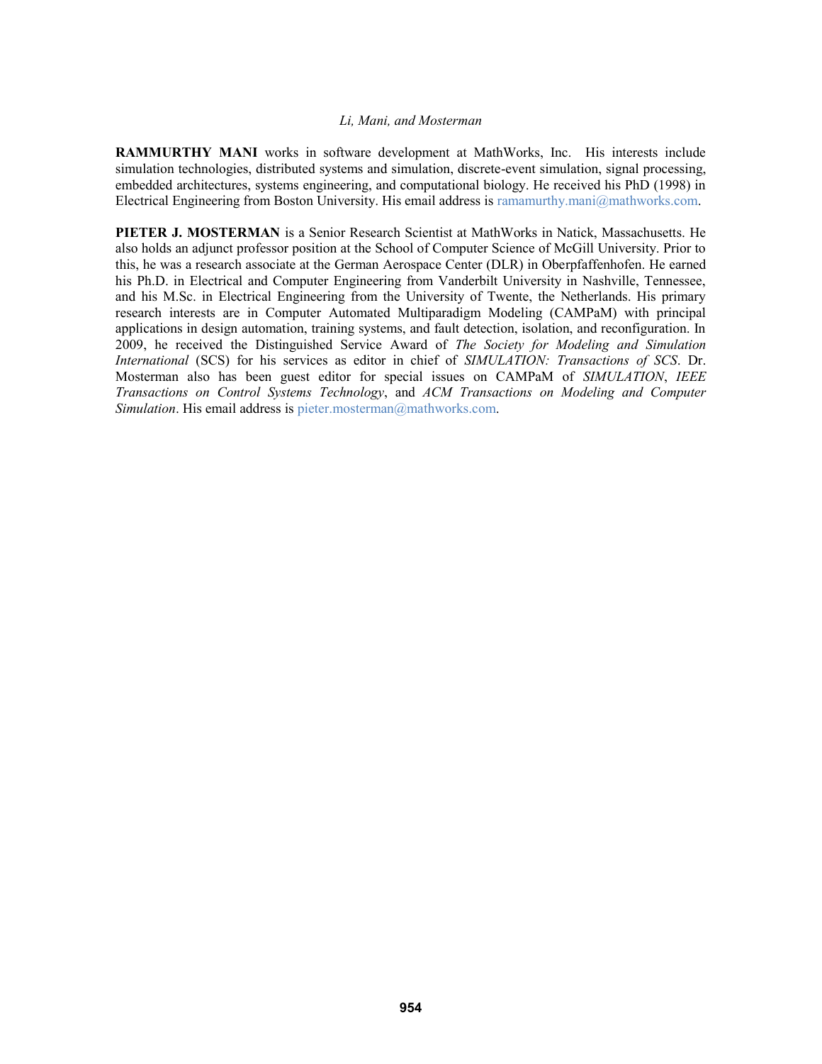**RAMMURTHY MANI** works in software development at MathWorks, Inc. His interests include simulation technologies, distributed systems and simulation, discrete-event simulation, signal processing, embedded architectures, systems engineering, and computational biology. He received his PhD (1998) in Electrical Engineering from Boston University. His email address is ramamurthy.mani@mathworks.com.

**PIETER J. MOSTERMAN** is a Senior Research Scientist at MathWorks in Natick, Massachusetts. He also holds an adjunct professor position at the School of Computer Science of McGill University. Prior to this, he was a research associate at the German Aerospace Center (DLR) in Oberpfaffenhofen. He earned his Ph.D. in Electrical and Computer Engineering from Vanderbilt University in Nashville, Tennessee, and his M.Sc. in Electrical Engineering from the University of Twente, the Netherlands. His primary research interests are in Computer Automated Multiparadigm Modeling (CAMPaM) with principal applications in design automation, training systems, and fault detection, isolation, and reconfiguration. In 2009, he received the Distinguished Service Award of *The Society for Modeling and Simulation International* (SCS) for his services as editor in chief of *SIMULATION: Transactions of SCS*. Dr. Mosterman also has been guest editor for special issues on CAMPaM of *SIMULATION*, *IEEE Transactions on Control Systems Technology*, and *ACM Transactions on Modeling and Computer Simulation*. His email address is pieter.mosterman@mathworks.com.